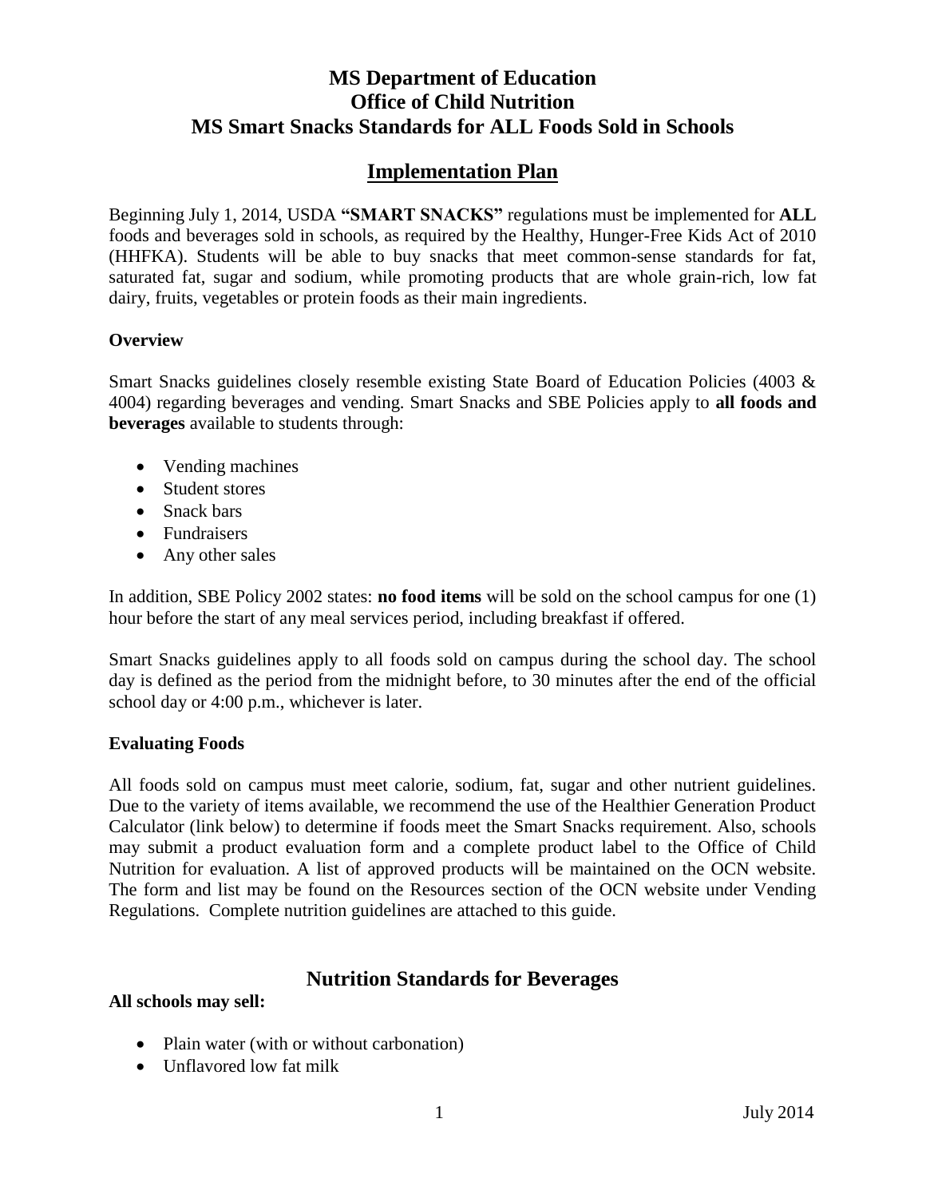# MS Department of Education
# Office of Child Nutrition
# MS Smart Snacks Standards for ALL Foods Sold in Schools

## Implementation Plan

Beginning July 1, 2014, USDA **"SMART SNACKS"** regulations must be implemented for **ALL** foods and beverages sold in schools, as required by the Healthy, Hunger-Free Kids Act of 2010 (HHFKA). Students will be able to buy snacks that meet common-sense standards for fat, saturated fat, sugar and sodium, while promoting products that are whole grain-rich, low fat dairy, fruits, vegetables or protein foods as their main ingredients.

### Overview

Smart Snacks guidelines closely resemble existing State Board of Education Policies (4003 & 4004) regarding beverages and vending. Smart Snacks and SBE Policies apply to **all foods and beverages** available to students through:

- Vending machines
- Student stores
- Snack bars
- Fundraisers
- Any other sales

In addition, SBE Policy 2002 states: **no food items** will be sold on the school campus for one (1) hour before the start of any meal services period, including breakfast if offered.

Smart Snacks guidelines apply to all foods sold on campus during the school day. The school day is defined as the period from the midnight before, to 30 minutes after the end of the official school day or 4:00 p.m., whichever is later.

### Evaluating Foods

All foods sold on campus must meet calorie, sodium, fat, sugar and other nutrient guidelines. Due to the variety of items available, we recommend the use of the Healthier Generation Product Calculator (link below) to determine if foods meet the Smart Snacks requirement. Also, schools may submit a product evaluation form and a complete product label to the Office of Child Nutrition for evaluation. A list of approved products will be maintained on the OCN website. The form and list may be found on the Resources section of the OCN website under Vending Regulations. Complete nutrition guidelines are attached to this guide.

## Nutrition Standards for Beverages

**All schools may sell:**

- Plain water (with or without carbonation)
- Unflavored low fat milk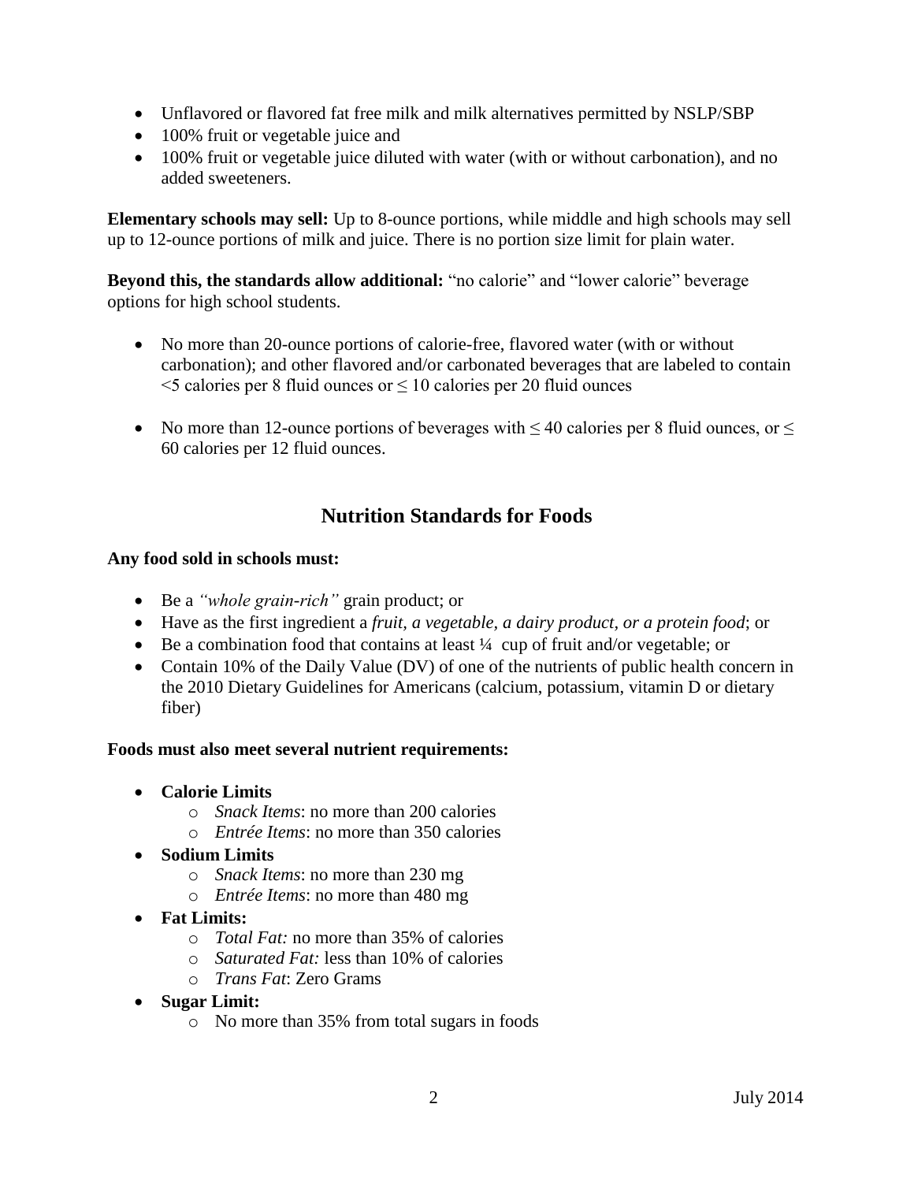- Unflavored or flavored fat free milk and milk alternatives permitted by NSLP/SBP
- 100% fruit or vegetable juice and
- 100% fruit or vegetable juice diluted with water (with or without carbonation), and no added sweeteners.

**Elementary schools may sell:** Up to 8-ounce portions, while middle and high schools may sell up to 12-ounce portions of milk and juice. There is no portion size limit for plain water.

**Beyond this, the standards allow additional:** "no calorie" and "lower calorie" beverage options for high school students.

- No more than 20-ounce portions of calorie-free, flavored water (with or without carbonation); and other flavored and/or carbonated beverages that are labeled to contain $<5$ calories per 8 fluid ounces or $\leq 10$ calories per 20 fluid ounces
- No more than 12-ounce portions of beverages with $\leq 40$ calories per 8 fluid ounces, or $\leq 60$ calories per 12 fluid ounces.

## Nutrition Standards for Foods

**Any food sold in schools must:**

- Be a *"whole grain-rich"* grain product; or
- Have as the first ingredient a *fruit, a vegetable, a dairy product, or a protein food*; or
- Be a combination food that contains at least ¼ cup of fruit and/or vegetable; or
- Contain 10% of the Daily Value (DV) of one of the nutrients of public health concern in the 2010 Dietary Guidelines for Americans (calcium, potassium, vitamin D or dietary fiber)

**Foods must also meet several nutrient requirements:**

- **Calorie Limits**
  - *Snack Items*: no more than 200 calories
  - *Entrée Items*: no more than 350 calories
- **Sodium Limits**
  - *Snack Items*: no more than 230 mg
  - *Entrée Items*: no more than 480 mg
- **Fat Limits:**
  - *Total Fat:* no more than 35% of calories
  - *Saturated Fat:* less than 10% of calories
  - *Trans Fat*: Zero Grams
- **Sugar Limit:**
  - No more than 35% from total sugars in foods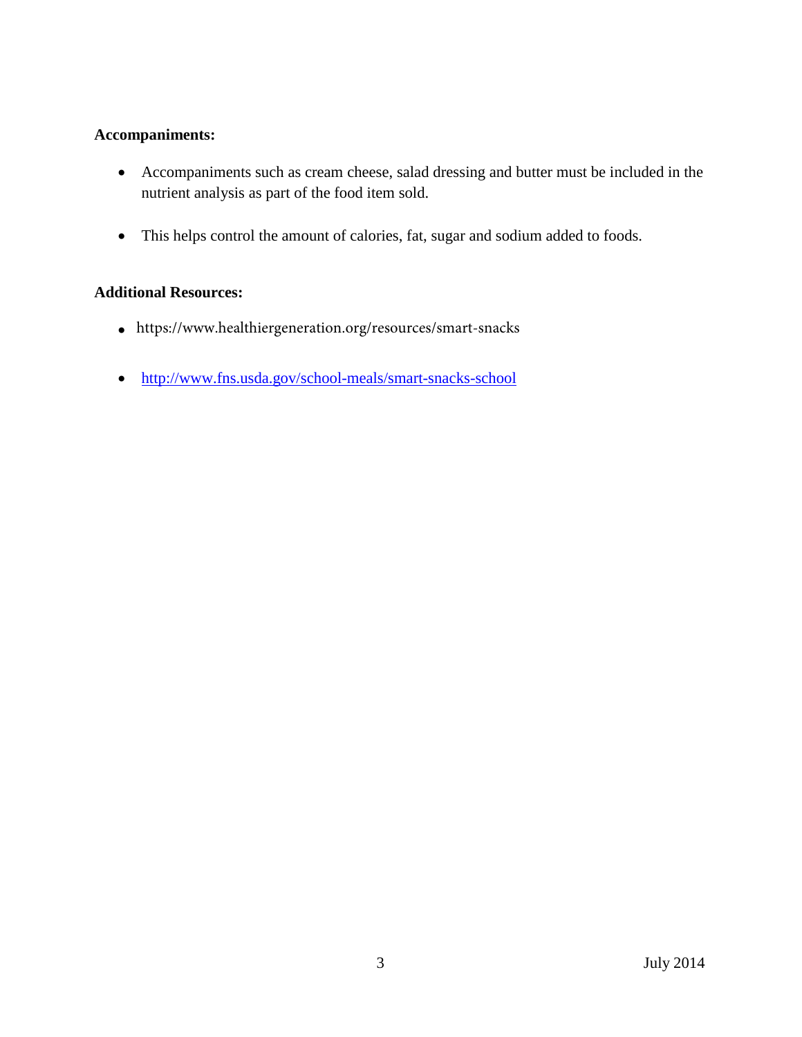**Accompaniments:**

- Accompaniments such as cream cheese, salad dressing and butter must be included in the nutrient analysis as part of the food item sold.
- This helps control the amount of calories, fat, sugar and sodium added to foods.

**Additional Resources:**

- https://www.healthiergeneration.org/resources/smart-snacks
- http://www.fns.usda.gov/school-meals/smart-snacks-school